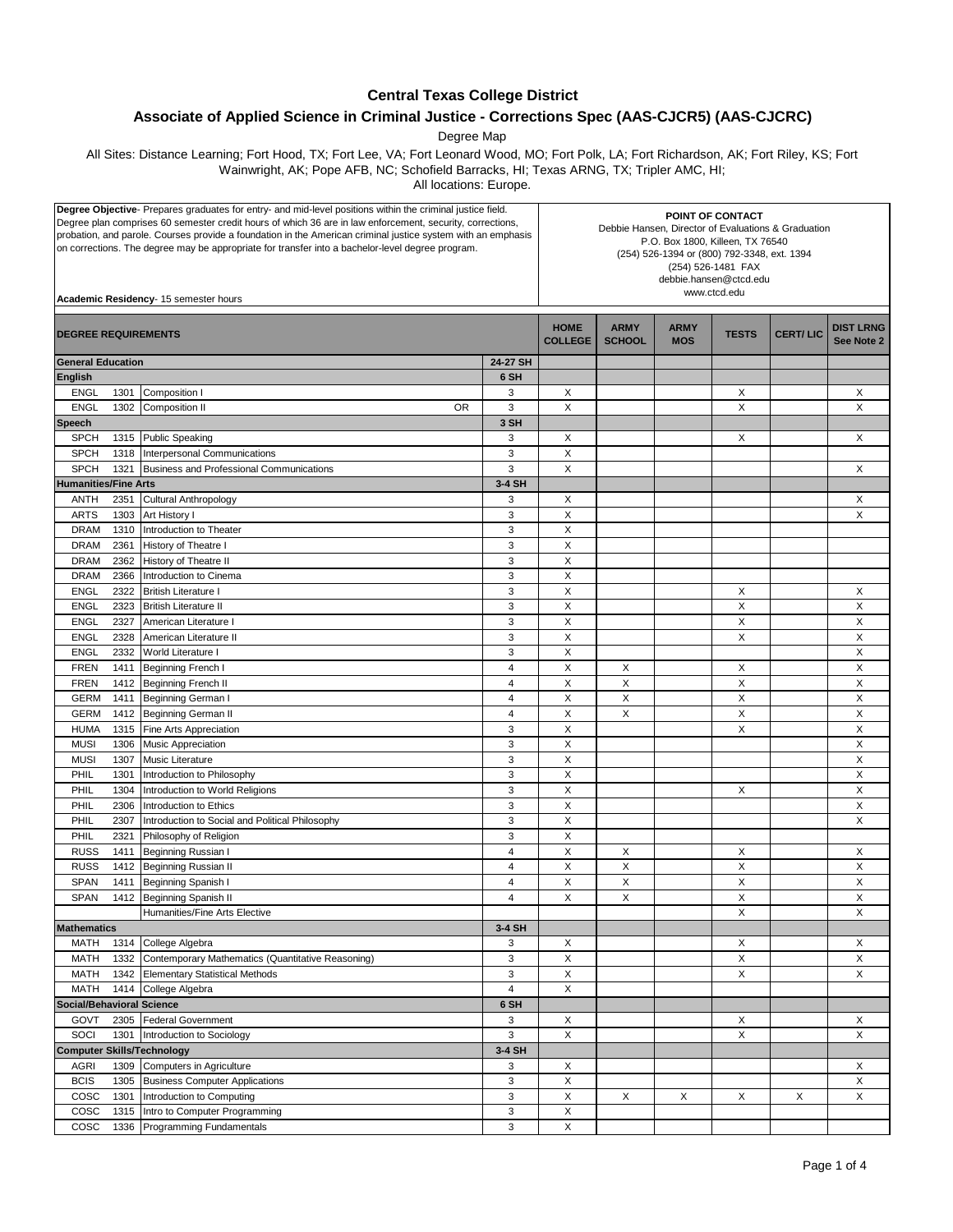# Central Texas College District

## Associate of Applied Science in Criminal Justice - Corrections Spec (AAS-CJCR5) (AAS-CJCRC)

Degree Map

All Sites: Distance Learning; Fort Hood, TX; Fort Lee, VA; Fort Leonard Wood, MO; Fort Polk, LA; Fort Richardson, AK; Fort Riley, KS; Fort Wainwright, AK; Pope AFB, NC; Schofield Barracks, HI; Texas ARNG, TX; Tripler AMC, HI;
All locations: Europe.

**Degree Objective**- Prepares graduates for entry- and mid-level positions within the criminal justice field. Degree plan comprises 60 semester credit hours of which 36 are in law enforcement, security, corrections, probation, and parole. Courses provide a foundation in the American criminal justice system with an emphasis on corrections. The degree may be appropriate for transfer into a bachelor-level degree program.

**Academic Residency**- 15 semester hours

**POINT OF CONTACT**
Debbie Hansen, Director of Evaluations & Graduation
P.O. Box 1800, Killeen, TX 76540
(254) 526-1394 or (800) 792-3348, ext. 1394
(254) 526-1481 FAX
debbie.hansen@ctcd.edu
www.ctcd.edu

| DEGREE REQUIREMENTS | | | | HOME COLLEGE | ARMY SCHOOL | ARMY MOS | TESTS | CERT/ LIC | DIST LRNG See Note 2 |
|---|---|---|---|---|---|---|---|---|---|
| **General Education** | | | 24-27 SH | | | | | | |
| **English** | | | 6 SH | | | | | | |
| ENGL | 1301 | Composition I | 3 | X | | | X | | X |
| ENGL | 1302 | Composition II OR | 3 | X | | | X | | X |
| **Speech** | | | 3 SH | | | | | | |
| SPCH | 1315 | Public Speaking | 3 | X | | | X | | X |
| SPCH | 1318 | Interpersonal Communications | 3 | X | | | | | |
| SPCH | 1321 | Business and Professional Communications | 3 | X | | | | | X |
| **Humanities/Fine Arts** | | | 3-4 SH | | | | | | |
| ANTH | 2351 | Cultural Anthropology | 3 | X | | | | | X |
| ARTS | 1303 | Art History I | 3 | X | | | | | X |
| DRAM | 1310 | Introduction to Theater | 3 | X | | | | | |
| DRAM | 2361 | History of Theatre I | 3 | X | | | | | |
| DRAM | 2362 | History of Theatre II | 3 | X | | | | | |
| DRAM | 2366 | Introduction to Cinema | 3 | X | | | | | |
| ENGL | 2322 | British Literature I | 3 | X | | | X | | X |
| ENGL | 2323 | British Literature II | 3 | X | | | X | | X |
| ENGL | 2327 | American Literature I | 3 | X | | | X | | X |
| ENGL | 2328 | American Literature II | 3 | X | | | X | | X |
| ENGL | 2332 | World Literature I | 3 | X | | | | | X |
| FREN | 1411 | Beginning French I | 4 | X | X | | X | | X |
| FREN | 1412 | Beginning French II | 4 | X | X | | X | | X |
| GERM | 1411 | Beginning German I | 4 | X | X | | X | | X |
| GERM | 1412 | Beginning German II | 4 | X | X | | X | | X |
| HUMA | 1315 | Fine Arts Appreciation | 3 | X | | | X | | X |
| MUSI | 1306 | Music Appreciation | 3 | X | | | | | X |
| MUSI | 1307 | Music Literature | 3 | X | | | | | X |
| PHIL | 1301 | Introduction to Philosophy | 3 | X | | | | | X |
| PHIL | 1304 | Introduction to World Religions | 3 | X | | | X | | X |
| PHIL | 2306 | Introduction to Ethics | 3 | X | | | | | X |
| PHIL | 2307 | Introduction to Social and Political Philosophy | 3 | X | | | | | X |
| PHIL | 2321 | Philosophy of Religion | 3 | X | | | | | |
| RUSS | 1411 | Beginning Russian I | 4 | X | X | | X | | X |
| RUSS | 1412 | Beginning Russian II | 4 | X | X | | X | | X |
| SPAN | 1411 | Beginning Spanish I | 4 | X | X | | X | | X |
| SPAN | 1412 | Beginning Spanish II | 4 | X | X | | X | | X |
| | | Humanities/Fine Arts Elective | | | | | X | | X |
| **Mathematics** | | | 3-4 SH | | | | | | |
| MATH | 1314 | College Algebra | 3 | X | | | X | | X |
| MATH | 1332 | Contemporary Mathematics (Quantitative Reasoning) | 3 | X | | | X | | X |
| MATH | 1342 | Elementary Statistical Methods | 3 | X | | | X | | X |
| MATH | 1414 | College Algebra | 4 | X | | | | | |
| **Social/Behavioral Science** | | | 6 SH | | | | | | |
| GOVT | 2305 | Federal Government | 3 | X | | | X | | X |
| SOCI | 1301 | Introduction to Sociology | 3 | X | | | X | | X |
| **Computer Skills/Technology** | | | 3-4 SH | | | | | | |
| AGRI | 1309 | Computers in Agriculture | 3 | X | | | | | X |
| BCIS | 1305 | Business Computer Applications | 3 | X | | | | | X |
| COSC | 1301 | Introduction to Computing | 3 | X | X | X | X | X | X |
| COSC | 1315 | Intro to Computer Programming | 3 | X | | | | | |
| COSC | 1336 | Programming Fundamentals | 3 | X | | | | | |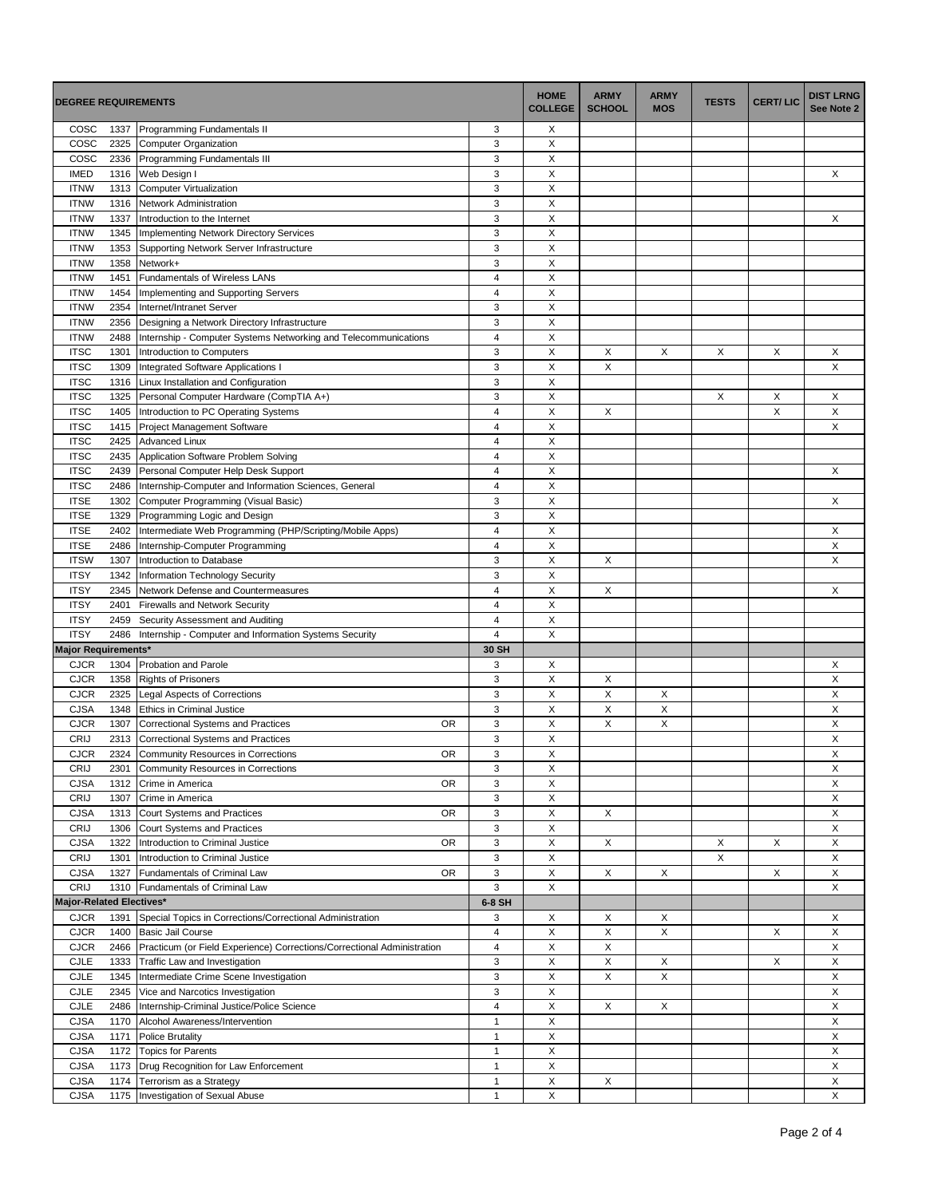| DEGREE REQUIREMENTS | | | | | HOME COLLEGE | ARMY SCHOOL | ARMY MOS | TESTS | CERT/ LIC | DIST LRNG See Note 2 |
|---|---|---|---|---|---|---|---|---|---|---|
| COSC | 1337 | Programming Fundamentals II | | 3 | X | | | | | |
| COSC | 2325 | Computer Organization | | 3 | X | | | | | |
| COSC | 2336 | Programming Fundamentals III | | 3 | X | | | | | |
| IMED | 1316 | Web Design I | | 3 | X | | | | | X |
| ITNW | 1313 | Computer Virtualization | | 3 | X | | | | | |
| ITNW | 1316 | Network Administration | | 3 | X | | | | | |
| ITNW | 1337 | Introduction to the Internet | | 3 | X | | | | | X |
| ITNW | 1345 | Implementing Network Directory Services | | 3 | X | | | | | |
| ITNW | 1353 | Supporting Network Server Infrastructure | | 3 | X | | | | | |
| ITNW | 1358 | Network+ | | 3 | X | | | | | |
| ITNW | 1451 | Fundamentals of Wireless LANs | | 4 | X | | | | | |
| ITNW | 1454 | Implementing and Supporting Servers | | 4 | X | | | | | |
| ITNW | 2354 | Internet/Intranet Server | | 3 | X | | | | | |
| ITNW | 2356 | Designing a Network Directory Infrastructure | | 3 | X | | | | | |
| ITNW | 2488 | Internship - Computer Systems Networking and Telecommunications | | 4 | X | | | | | |
| ITSC | 1301 | Introduction to Computers | | 3 | X | X | X | X | X | X |
| ITSC | 1309 | Integrated Software Applications I | | 3 | X | X | | | | X |
| ITSC | 1316 | Linux Installation and Configuration | | 3 | X | | | | | |
| ITSC | 1325 | Personal Computer Hardware (CompTIA A+) | | 3 | X | | | X | X | X |
| ITSC | 1405 | Introduction to PC Operating Systems | | 4 | X | X | | | X | X |
| ITSC | 1415 | Project Management Software | | 4 | X | | | | | X |
| ITSC | 2425 | Advanced Linux | | 4 | X | | | | | |
| ITSC | 2435 | Application Software Problem Solving | | 4 | X | | | | | |
| ITSC | 2439 | Personal Computer Help Desk Support | | 4 | X | | | | | X |
| ITSC | 2486 | Internship-Computer and Information Sciences, General | | 4 | X | | | | | |
| ITSE | 1302 | Computer Programming (Visual Basic) | | 3 | X | | | | | X |
| ITSE | 1329 | Programming Logic and Design | | 3 | X | | | | | |
| ITSE | 2402 | Intermediate Web Programming (PHP/Scripting/Mobile Apps) | | 4 | X | | | | | X |
| ITSE | 2486 | Internship-Computer Programming | | 4 | X | | | | | X |
| ITSW | 1307 | Introduction to Database | | 3 | X | X | | | | X |
| ITSY | 1342 | Information Technology Security | | 3 | X | | | | | |
| ITSY | 2345 | Network Defense and Countermeasures | | 4 | X | X | | | | X |
| ITSY | 2401 | Firewalls and Network Security | | 4 | X | | | | | |
| ITSY | 2459 | Security Assessment and Auditing | | 4 | X | | | | | |
| ITSY | 2486 | Internship - Computer and Information Systems Security | | 4 | X | | | | | |
| **Major Requirements*** | | | | **30 SH** | | | | | | |
| CJCR | 1304 | Probation and Parole | | 3 | X | | | | | X |
| CJCR | 1358 | Rights of Prisoners | | 3 | X | X | | | | X |
| CJCR | 2325 | Legal Aspects of Corrections | | 3 | X | X | X | | | X |
| CJSA | 1348 | Ethics in Criminal Justice | | 3 | X | X | X | | | X |
| CJCR | 1307 | Correctional Systems and Practices | OR | 3 | X | X | X | | | X |
| CRIJ | 2313 | Correctional Systems and Practices | | 3 | X | | | | | X |
| CJCR | 2324 | Community Resources in Corrections | OR | 3 | X | | | | | X |
| CRIJ | 2301 | Community Resources in Corrections | | 3 | X | | | | | X |
| CJSA | 1312 | Crime in America | OR | 3 | X | | | | | X |
| CRIJ | 1307 | Crime in America | | 3 | X | | | | | X |
| CJSA | 1313 | Court Systems and Practices | OR | 3 | X | X | | | | X |
| CRIJ | 1306 | Court Systems and Practices | | 3 | X | | | | | X |
| CJSA | 1322 | Introduction to Criminal Justice | OR | 3 | X | X | | X | X | X |
| CRIJ | 1301 | Introduction to Criminal Justice | | 3 | X | | | X | | X |
| CJSA | 1327 | Fundamentals of Criminal Law | OR | 3 | X | X | X | | X | X |
| CRIJ | 1310 | Fundamentals of Criminal Law | | 3 | X | | | | | X |
| **Major-Related Electives*** | | | | **6-8 SH** | | | | | | |
| CJCR | 1391 | Special Topics in Corrections/Correctional Administration | | 3 | X | X | X | | | X |
| CJCR | 1400 | Basic Jail Course | | 4 | X | X | X | | X | X |
| CJCR | 2466 | Practicum (or Field Experience) Corrections/Correctional Administration | | 4 | X | X | | | | X |
| CJLE | 1333 | Traffic Law and Investigation | | 3 | X | X | X | | X | X |
| CJLE | 1345 | Intermediate Crime Scene Investigation | | 3 | X | X | X | | | X |
| CJLE | 2345 | Vice and Narcotics Investigation | | 3 | X | | | | | X |
| CJLE | 2486 | Internship-Criminal Justice/Police Science | | 4 | X | X | X | | | X |
| CJSA | 1170 | Alcohol Awareness/Intervention | | 1 | X | | | | | X |
| CJSA | 1171 | Police Brutality | | 1 | X | | | | | X |
| CJSA | 1172 | Topics for Parents | | 1 | X | | | | | X |
| CJSA | 1173 | Drug Recognition for Law Enforcement | | 1 | X | | | | | X |
| CJSA | 1174 | Terrorism as a Strategy | | 1 | X | X | | | | X |
| CJSA | 1175 | Investigation of Sexual Abuse | | 1 | X | | | | | X |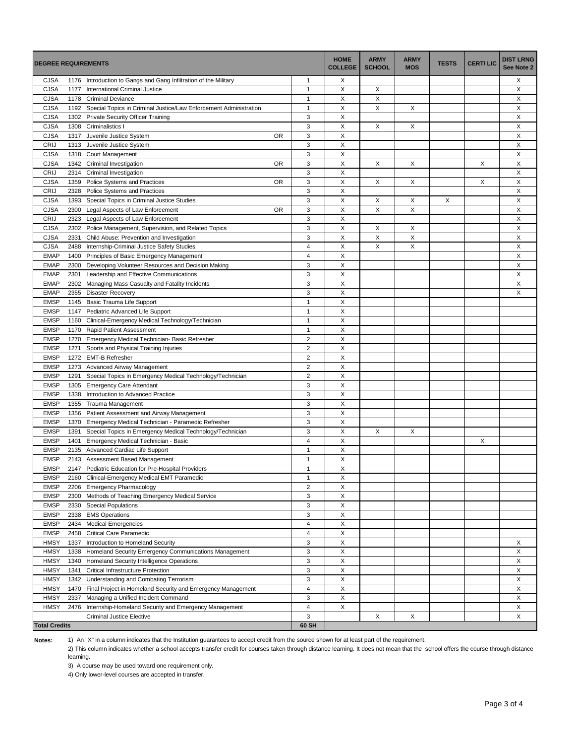| DEGREE REQUIREMENTS | | | | | HOME COLLEGE | ARMY SCHOOL | ARMY MOS | TESTS | CERT/ LIC | DIST LRNG See Note 2 |
|---|---|---|---|---|---|---|---|---|---|---|
| CJSA | 1176 | Introduction to Gangs and Gang Infiltration of the Military | | 1 | X | | | | | X |
| CJSA | 1177 | International Criminal Justice | | 1 | X | X | | | | X |
| CJSA | 1178 | Criminal Deviance | | 1 | X | X | | | | X |
| CJSA | 1192 | Special Topics in Criminal Justice/Law Enforcement Administration | | 1 | X | X | X | | | X |
| CJSA | 1302 | Private Security Officer Training | | 3 | X | | | | | X |
| CJSA | 1308 | Criminalistics I | | 3 | X | X | X | | | X |
| CJSA | 1317 | Juvenile Justice System | OR | 3 | X | | | | | X |
| CRIJ | 1313 | Juvenile Justice System | | 3 | X | | | | | X |
| CJSA | 1318 | Court Management | | 3 | X | | | | | X |
| CJSA | 1342 | Criminal Investigation | OR | 3 | X | X | X | | X | X |
| CRIJ | 2314 | Criminal Investigation | | 3 | X | | | | | X |
| CJSA | 1359 | Police Systems and Practices | OR | 3 | X | X | X | | X | X |
| CRIJ | 2328 | Police Systems and Practices | | 3 | X | | | | | X |
| CJSA | 1393 | Special Topics in Criminal Justice Studies | | 3 | X | X | X | X | | X |
| CJSA | 2300 | Legal Aspects of Law Enforcement | OR | 3 | X | X | X | | | X |
| CRIJ | 2323 | Legal Aspects of Law Enforcement | | 3 | X | | | | | X |
| CJSA | 2302 | Police Management, Supervision, and Related Topics | | 3 | X | X | X | | | X |
| CJSA | 2331 | Child Abuse: Prevention and Investigation | | 3 | X | X | X | | | X |
| CJSA | 2488 | Internship-Criminal Justice Safety Studies | | 4 | X | X | X | | | X |
| EMAP | 1400 | Principles of Basic Emergency Management | | 4 | X | | | | | X |
| EMAP | 2300 | Developing Volunteer Resources and Decision Making | | 3 | X | | | | | X |
| EMAP | 2301 | Leadership and Effective Communications | | 3 | X | | | | | X |
| EMAP | 2302 | Managing Mass Casualty and Fatality Incidents | | 3 | X | | | | | X |
| EMAP | 2355 | Disaster Recovery | | 3 | X | | | | | X |
| EMSP | 1145 | Basic Trauma Life Support | | 1 | X | | | | | |
| EMSP | 1147 | Pediatric Advanced Life Support | | 1 | X | | | | | |
| EMSP | 1160 | Clinical-Emergency Medical Technology/Technician | | 1 | X | | | | | |
| EMSP | 1170 | Rapid Patient Assessment | | 1 | X | | | | | |
| EMSP | 1270 | Emergency Medical Technician- Basic Refresher | | 2 | X | | | | | |
| EMSP | 1271 | Sports and Physical Training Injuries | | 2 | X | | | | | |
| EMSP | 1272 | EMT-B Refresher | | 2 | X | | | | | |
| EMSP | 1273 | Advanced Airway Management | | 2 | X | | | | | |
| EMSP | 1291 | Special Topics in Emergency Medical Technology/Technician | | 2 | X | | | | | |
| EMSP | 1305 | Emergency Care Attendant | | 3 | X | | | | | |
| EMSP | 1338 | Introduction to Advanced Practice | | 3 | X | | | | | |
| EMSP | 1355 | Trauma Management | | 3 | X | | | | | |
| EMSP | 1356 | Patient Assessment and Airway Management | | 3 | X | | | | | |
| EMSP | 1370 | Emergency Medical Technician - Paramedic Refresher | | 3 | X | | | | | |
| EMSP | 1391 | Special Topics in Emergency Medical Technology/Technician | | 3 | X | X | X | | | |
| EMSP | 1401 | Emergency Medical Technician - Basic | | 4 | X | | | | X | |
| EMSP | 2135 | Advanced Cardiac Life Support | | 1 | X | | | | | |
| EMSP | 2143 | Assessment Based Management | | 1 | X | | | | | |
| EMSP | 2147 | Pediatric Education for Pre-Hospital Providers | | 1 | X | | | | | |
| EMSP | 2160 | Clinical-Emergency Medical EMT Paramedic | | 1 | X | | | | | |
| EMSP | 2206 | Emergency Pharmacology | | 2 | X | | | | | |
| EMSP | 2300 | Methods of Teaching Emergency Medical Service | | 3 | X | | | | | |
| EMSP | 2330 | Special Populations | | 3 | X | | | | | |
| EMSP | 2338 | EMS Operations | | 3 | X | | | | | |
| EMSP | 2434 | Medical Emergencies | | 4 | X | | | | | |
| EMSP | 2458 | Critical Care Paramedic | | 4 | X | | | | | |
| HMSY | 1337 | Introduction to Homeland Security | | 3 | X | | | | | X |
| HMSY | 1338 | Homeland Security Emergency Communications Management | | 3 | X | | | | | X |
| HMSY | 1340 | Homeland Security Intelligence Operations | | 3 | X | | | | | X |
| HMSY | 1341 | Critical Infrastructure Protection | | 3 | X | | | | | X |
| HMSY | 1342 | Understanding and Combating Terrorism | | 3 | X | | | | | X |
| HMSY | 1470 | Final Project in Homeland Security and Emergency Management | | 4 | X | | | | | X |
| HMSY | 2337 | Managing a Unified Incident Command | | 3 | X | | | | | X |
| HMSY | 2476 | Internship-Homeland Security and Emergency Management | | 4 | X | | | | | X |
| | | Criminal Justice Elective | | 3 | | X | X | | | X |
| **Total Credits** | | | | **60 SH** | | | | | | |

**Notes:**

1) An "X" in a column indicates that the Institution guarantees to accept credit from the source shown for at least part of the requirement.

2) This column indicates whether a school accepts transfer credit for courses taken through distance learning. It does not mean that the school offers the course through distance learning.

3) A course may be used toward one requirement only.

4) Only lower-level courses are accepted in transfer.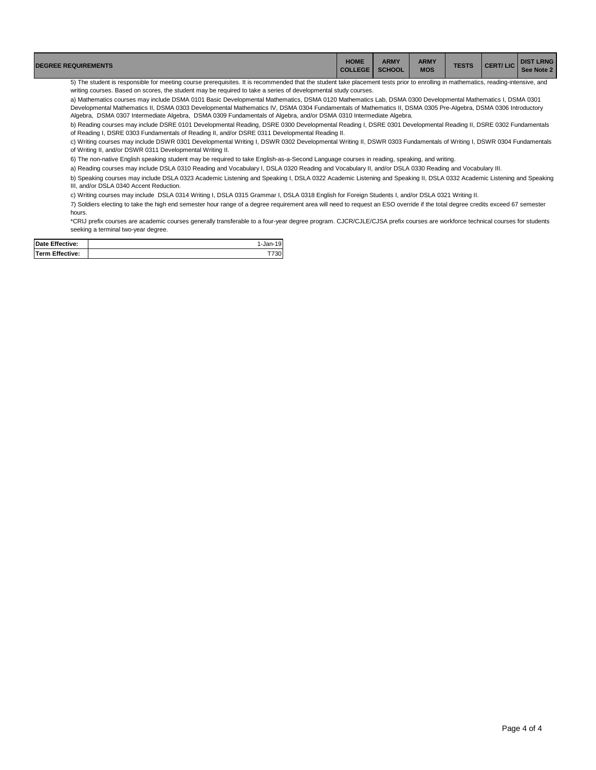| DEGREE REQUIREMENTS | HOME COLLEGE | ARMY SCHOOL | ARMY MOS | TESTS | CERT/ LIC | DIST LRNG See Note 2 |
|---|---|---|---|---|---|---|

5) The student is responsible for meeting course prerequisites. It is recommended that the student take placement tests prior to enrolling in mathematics, reading-intensive, and writing courses. Based on scores, the student may be required to take a series of developmental study courses.

a) Mathematics courses may include DSMA 0101 Basic Developmental Mathematics, DSMA 0120 Mathematics Lab, DSMA 0300 Developmental Mathematics I, DSMA 0301 Developmental Mathematics II, DSMA 0303 Developmental Mathematics IV, DSMA 0304 Fundamentals of Mathematics II, DSMA 0305 Pre-Algebra, DSMA 0306 Introductory Algebra, DSMA 0307 Intermediate Algebra, DSMA 0309 Fundamentals of Algebra, and/or DSMA 0310 Intermediate Algebra.

b) Reading courses may include DSRE 0101 Developmental Reading, DSRE 0300 Developmental Reading I, DSRE 0301 Developmental Reading II, DSRE 0302 Fundamentals of Reading I, DSRE 0303 Fundamentals of Reading II, and/or DSRE 0311 Developmental Reading II.

c) Writing courses may include DSWR 0301 Developmental Writing I, DSWR 0302 Developmental Writing II, DSWR 0303 Fundamentals of Writing I, DSWR 0304 Fundamentals of Writing II, and/or DSWR 0311 Developmental Writing II.

6) The non-native English speaking student may be required to take English-as-a-Second Language courses in reading, speaking, and writing.

a) Reading courses may include DSLA 0310 Reading and Vocabulary I, DSLA 0320 Reading and Vocabulary II, and/or DSLA 0330 Reading and Vocabulary III.

b) Speaking courses may include DSLA 0323 Academic Listening and Speaking I, DSLA 0322 Academic Listening and Speaking II, DSLA 0332 Academic Listening and Speaking III, and/or DSLA 0340 Accent Reduction.

c) Writing courses may include DSLA 0314 Writing I, DSLA 0315 Grammar I, DSLA 0318 English for Foreign Students I, and/or DSLA 0321 Writing II.

7) Soldiers electing to take the high end semester hour range of a degree requirement area will need to request an ESO override if the total degree credits exceed 67 semester hours.

*CRIJ prefix courses are academic courses generally transferable to a four-year degree program. CJCR/CJLE/CJSA prefix courses are workforce technical courses for students seeking a terminal two-year degree.

| | |
|---|---|
| **Date Effective:** | 1-Jan-19 |
| **Term Effective:** | T730 |